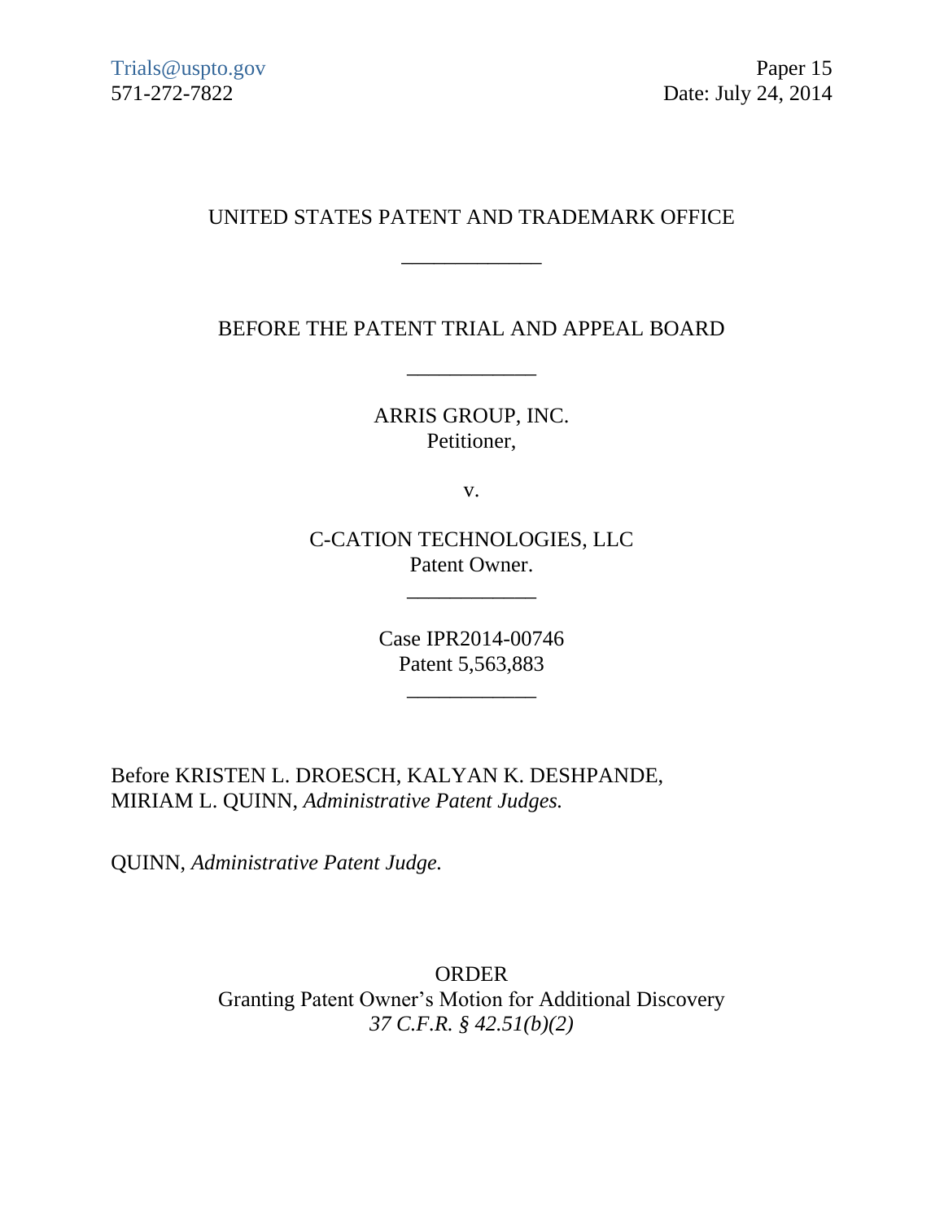Trials@uspto.gov
571-272-7822

Paper 15
Date: July 24, 2014

UNITED STATES PATENT AND TRADEMARK OFFICE

\_\_\_\_\_\_\_\_\_\_\_\_

BEFORE THE PATENT TRIAL AND APPEAL BOARD

\_\_\_\_\_\_\_\_\_\_\_\_

ARRIS GROUP, INC.
Petitioner,

v.

C-CATION TECHNOLOGIES, LLC
Patent Owner.

\_\_\_\_\_\_\_\_\_\_\_\_

Case IPR2014-00746
Patent 5,563,883

\_\_\_\_\_\_\_\_\_\_\_\_

Before KRISTEN L. DROESCH, KALYAN K. DESHPANDE, MIRIAM L. QUINN, *Administrative Patent Judges.*

QUINN, *Administrative Patent Judge.*

ORDER
Granting Patent Owner's Motion for Additional Discovery
*37 C.F.R. § 42.51(b)(2)*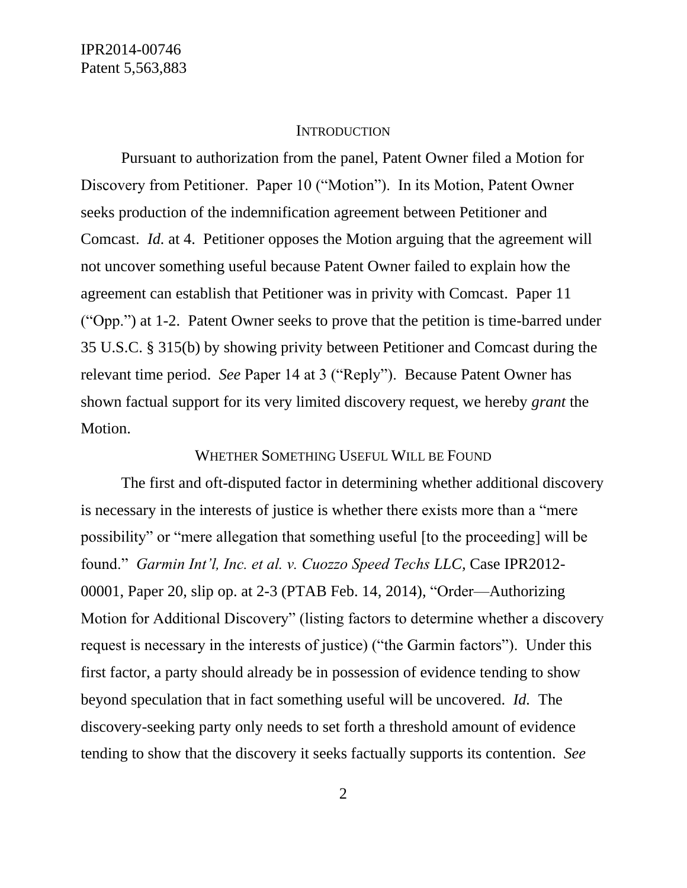## INTRODUCTION

Pursuant to authorization from the panel, Patent Owner filed a Motion for Discovery from Petitioner. Paper 10 (“Motion”). In its Motion, Patent Owner seeks production of the indemnification agreement between Petitioner and Comcast. *Id.* at 4. Petitioner opposes the Motion arguing that the agreement will not uncover something useful because Patent Owner failed to explain how the agreement can establish that Petitioner was in privity with Comcast. Paper 11 (“Opp.”) at 1-2. Patent Owner seeks to prove that the petition is time-barred under 35 U.S.C. § 315(b) by showing privity between Petitioner and Comcast during the relevant time period. *See* Paper 14 at 3 (“Reply”). Because Patent Owner has shown factual support for its very limited discovery request, we hereby *grant* the Motion.

## WHETHER SOMETHING USEFUL WILL BE FOUND

The first and oft-disputed factor in determining whether additional discovery is necessary in the interests of justice is whether there exists more than a “mere possibility” or “mere allegation that something useful [to the proceeding] will be found.” *Garmin Int’l, Inc. et al. v. Cuozzo Speed Techs LLC,* Case IPR2012-00001, Paper 20, slip op. at 2-3 (PTAB Feb. 14, 2014), “Order—Authorizing Motion for Additional Discovery” (listing factors to determine whether a discovery request is necessary in the interests of justice) (“the Garmin factors”). Under this first factor, a party should already be in possession of evidence tending to show beyond speculation that in fact something useful will be uncovered. *Id.* The discovery-seeking party only needs to set forth a threshold amount of evidence tending to show that the discovery it seeks factually supports its contention. *See*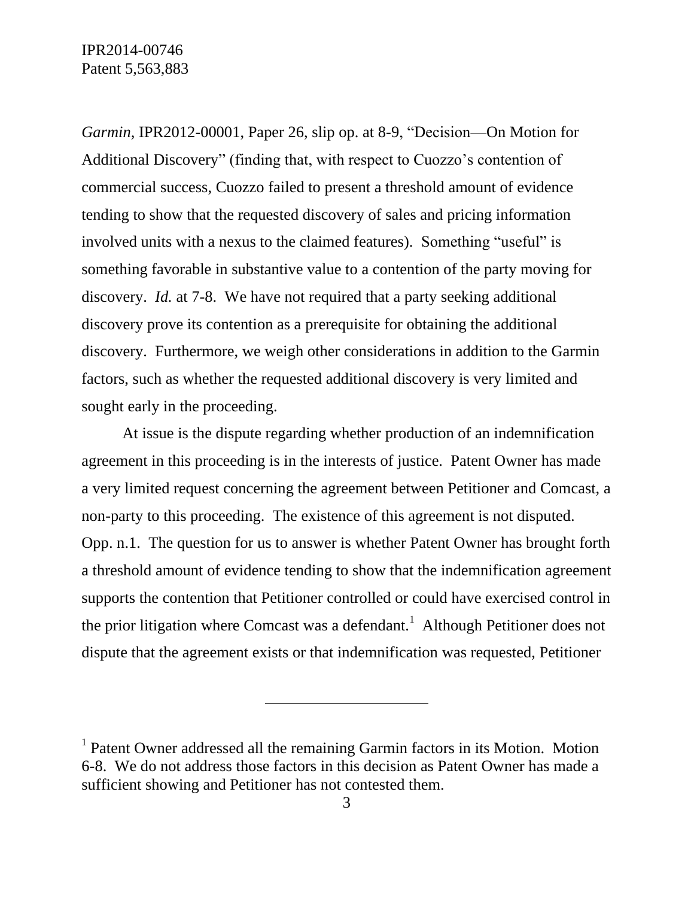*Garmin,* IPR2012-00001, Paper 26, slip op. at 8-9, "Decision—On Motion for Additional Discovery" (finding that, with respect to Cuozzo's contention of commercial success, Cuozzo failed to present a threshold amount of evidence tending to show that the requested discovery of sales and pricing information involved units with a nexus to the claimed features). Something "useful" is something favorable in substantive value to a contention of the party moving for discovery. *Id.* at 7-8. We have not required that a party seeking additional discovery prove its contention as a prerequisite for obtaining the additional discovery. Furthermore, we weigh other considerations in addition to the Garmin factors, such as whether the requested additional discovery is very limited and sought early in the proceeding.

At issue is the dispute regarding whether production of an indemnification agreement in this proceeding is in the interests of justice. Patent Owner has made a very limited request concerning the agreement between Petitioner and Comcast, a non-party to this proceeding. The existence of this agreement is not disputed. Opp. n.1. The question for us to answer is whether Patent Owner has brought forth a threshold amount of evidence tending to show that the indemnification agreement supports the contention that Petitioner controlled or could have exercised control in the prior litigation where Comcast was a defendant.[1] Although Petitioner does not dispute that the agreement exists or that indemnification was requested, Petitioner

---

[1] Patent Owner addressed all the remaining Garmin factors in its Motion. Motion 6-8. We do not address those factors in this decision as Patent Owner has made a sufficient showing and Petitioner has not contested them.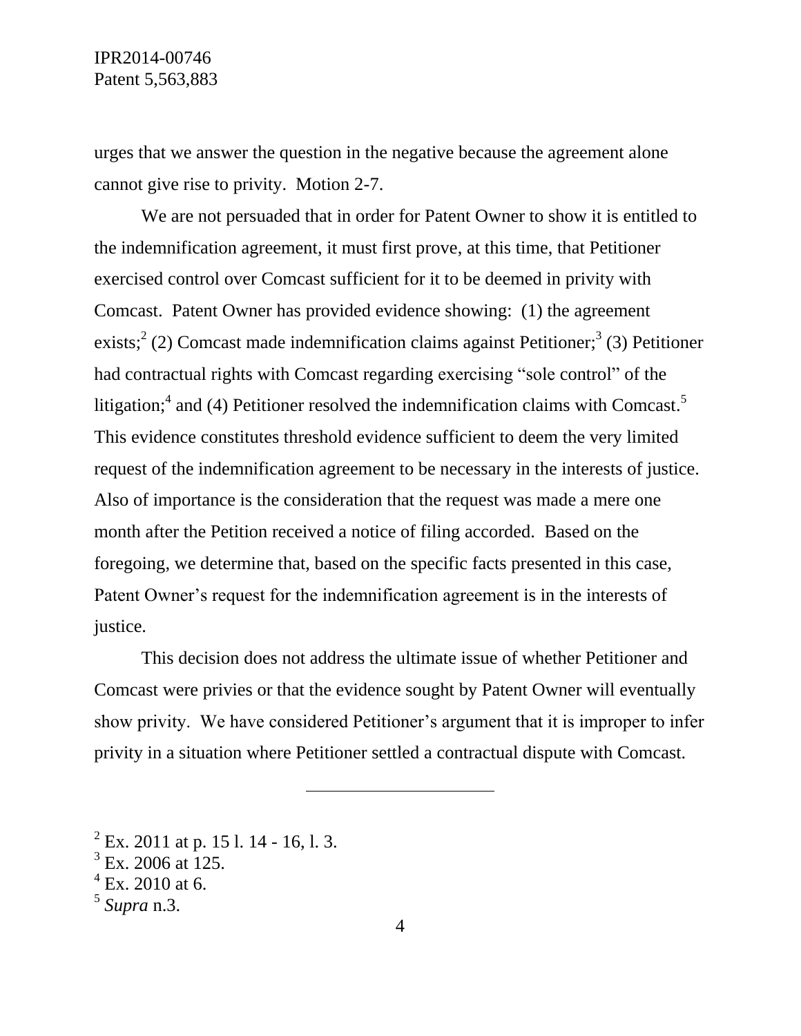urges that we answer the question in the negative because the agreement alone cannot give rise to privity. Motion 2-7.

We are not persuaded that in order for Patent Owner to show it is entitled to the indemnification agreement, it must first prove, at this time, that Petitioner exercised control over Comcast sufficient for it to be deemed in privity with Comcast. Patent Owner has provided evidence showing: (1) the agreement exists;[2] (2) Comcast made indemnification claims against Petitioner;[3] (3) Petitioner had contractual rights with Comcast regarding exercising "sole control" of the litigation;[4] and (4) Petitioner resolved the indemnification claims with Comcast.[5] This evidence constitutes threshold evidence sufficient to deem the very limited request of the indemnification agreement to be necessary in the interests of justice. Also of importance is the consideration that the request was made a mere one month after the Petition received a notice of filing accorded. Based on the foregoing, we determine that, based on the specific facts presented in this case, Patent Owner's request for the indemnification agreement is in the interests of justice.

This decision does not address the ultimate issue of whether Petitioner and Comcast were privies or that the evidence sought by Patent Owner will eventually show privity. We have considered Petitioner's argument that it is improper to infer privity in a situation where Petitioner settled a contractual dispute with Comcast.

---

[2] Ex. 2011 at p. 15 l. 14 - 16, l. 3.
[3] Ex. 2006 at 125.
[4] Ex. 2010 at 6.
[5] *Supra* n.3.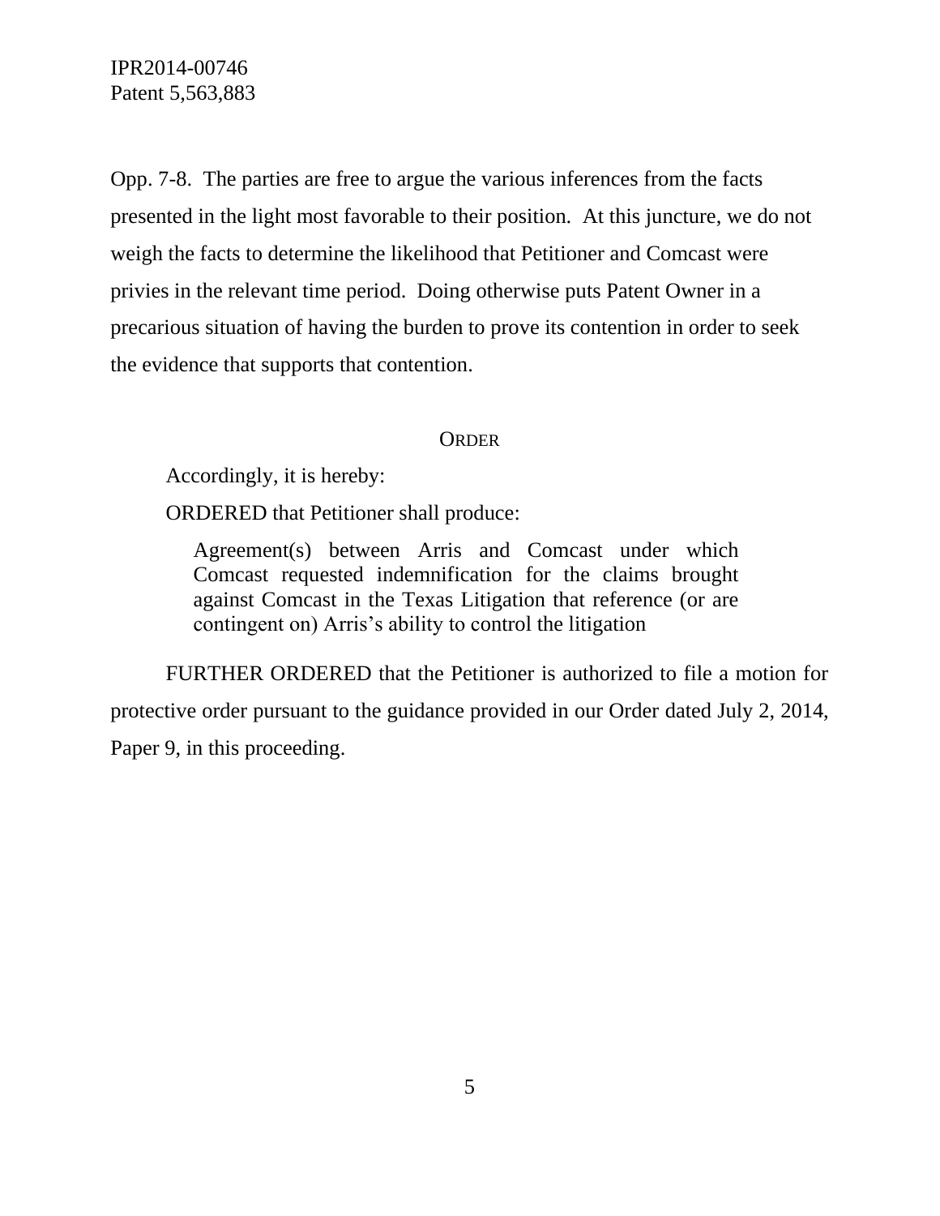Opp. 7-8. The parties are free to argue the various inferences from the facts presented in the light most favorable to their position. At this juncture, we do not weigh the facts to determine the likelihood that Petitioner and Comcast were privies in the relevant time period. Doing otherwise puts Patent Owner in a precarious situation of having the burden to prove its contention in order to seek the evidence that supports that contention.

## ORDER

Accordingly, it is hereby:

ORDERED that Petitioner shall produce:

> Agreement(s) between Arris and Comcast under which Comcast requested indemnification for the claims brought against Comcast in the Texas Litigation that reference (or are contingent on) Arris's ability to control the litigation

FURTHER ORDERED that the Petitioner is authorized to file a motion for protective order pursuant to the guidance provided in our Order dated July 2, 2014, Paper 9, in this proceeding.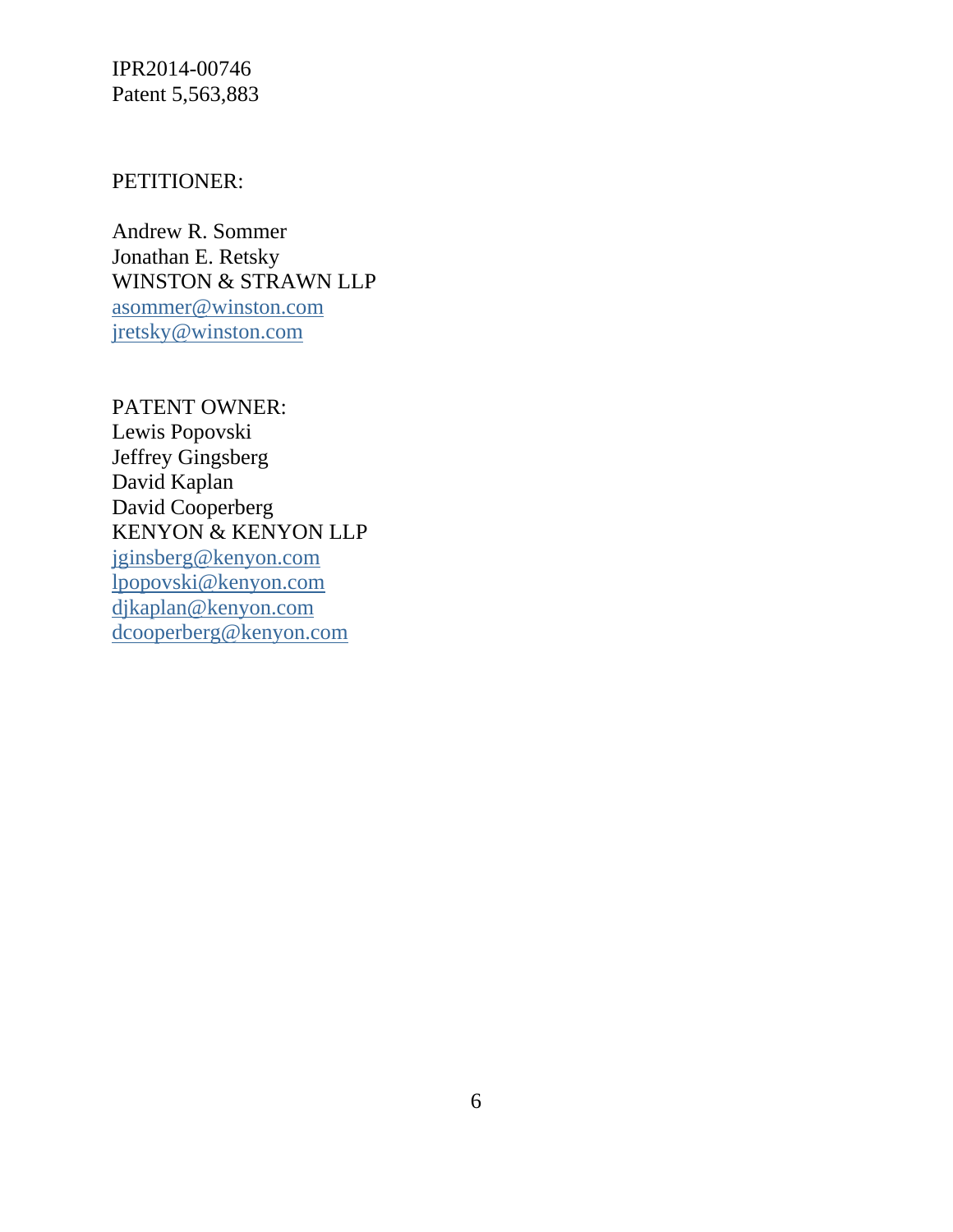PETITIONER:

Andrew R. Sommer
Jonathan E. Retsky
WINSTON & STRAWN LLP
asommer@winston.com
jretsky@winston.com

PATENT OWNER:
Lewis Popovski
Jeffrey Gingsberg
David Kaplan
David Cooperberg
KENYON & KENYON LLP
jginsberg@kenyon.com
lpopovski@kenyon.com
djkaplan@kenyon.com
dcooperberg@kenyon.com